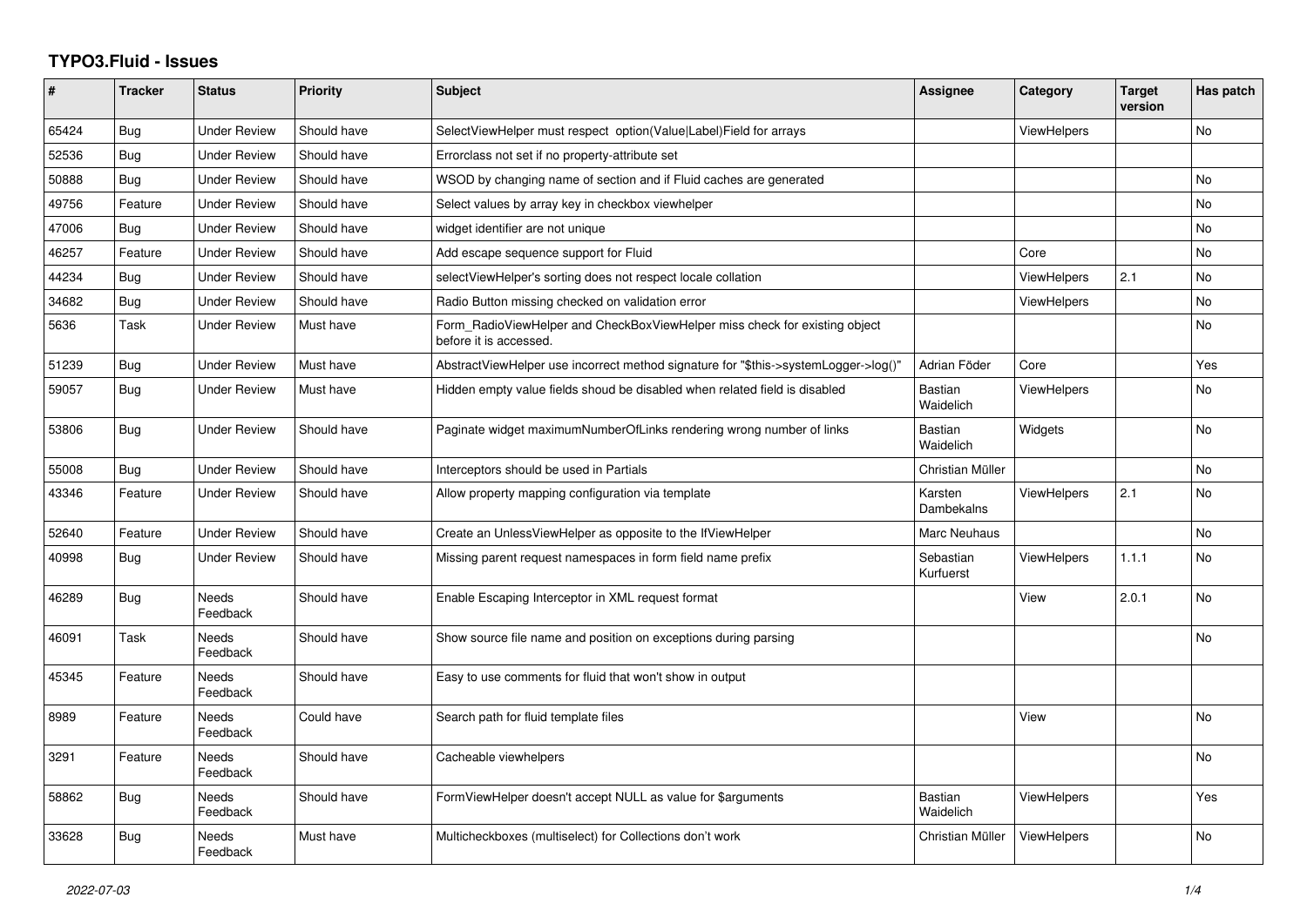# TYPO3.Fluid - Issues

| # | Tracker | Status | Priority | Subject | Assignee | Category | Target version | Has patch |
|---|---|---|---|---|---|---|---|---|
| 65424 | Bug | Under Review | Should have | SelectViewHelper must respect option(Value\|Label)Field for arrays | | ViewHelpers | | No |
| 52536 | Bug | Under Review | Should have | Errorclass not set if no property-attribute set | | | | |
| 50888 | Bug | Under Review | Should have | WSOD by changing name of section and if Fluid caches are generated | | | | No |
| 49756 | Feature | Under Review | Should have | Select values by array key in checkbox viewhelper | | | | No |
| 47006 | Bug | Under Review | Should have | widget identifier are not unique | | | | No |
| 46257 | Feature | Under Review | Should have | Add escape sequence support for Fluid | | Core | | No |
| 44234 | Bug | Under Review | Should have | selectViewHelper's sorting does not respect locale collation | | ViewHelpers | 2.1 | No |
| 34682 | Bug | Under Review | Should have | Radio Button missing checked on validation error | | ViewHelpers | | No |
| 5636 | Task | Under Review | Must have | Form_RadioViewHelper and CheckBoxViewHelper miss check for existing object before it is accessed. | | | | No |
| 51239 | Bug | Under Review | Must have | AbstractViewHelper use incorrect method signature for "$this->systemLogger->log()" | Adrian Föder | Core | | Yes |
| 59057 | Bug | Under Review | Must have | Hidden empty value fields shoud be disabled when related field is disabled | Bastian Waidelich | ViewHelpers | | No |
| 53806 | Bug | Under Review | Should have | Paginate widget maximumNumberOfLinks rendering wrong number of links | Bastian Waidelich | Widgets | | No |
| 55008 | Bug | Under Review | Should have | Interceptors should be used in Partials | Christian Müller | | | No |
| 43346 | Feature | Under Review | Should have | Allow property mapping configuration via template | Karsten Dambekalns | ViewHelpers | 2.1 | No |
| 52640 | Feature | Under Review | Should have | Create an UnlessViewHelper as opposite to the IfViewHelper | Marc Neuhaus | | | No |
| 40998 | Bug | Under Review | Should have | Missing parent request namespaces in form field name prefix | Sebastian Kurfuerst | ViewHelpers | 1.1.1 | No |
| 46289 | Bug | Needs Feedback | Should have | Enable Escaping Interceptor in XML request format | | View | 2.0.1 | No |
| 46091 | Task | Needs Feedback | Should have | Show source file name and position on exceptions during parsing | | | | No |
| 45345 | Feature | Needs Feedback | Should have | Easy to use comments for fluid that won't show in output | | | | |
| 8989 | Feature | Needs Feedback | Could have | Search path for fluid template files | | View | | No |
| 3291 | Feature | Needs Feedback | Should have | Cacheable viewhelpers | | | | No |
| 58862 | Bug | Needs Feedback | Should have | FormViewHelper doesn't accept NULL as value for $arguments | Bastian Waidelich | ViewHelpers | | Yes |
| 33628 | Bug | Needs Feedback | Must have | Multicheckboxes (multiselect) for Collections don't work | Christian Müller | ViewHelpers | | No |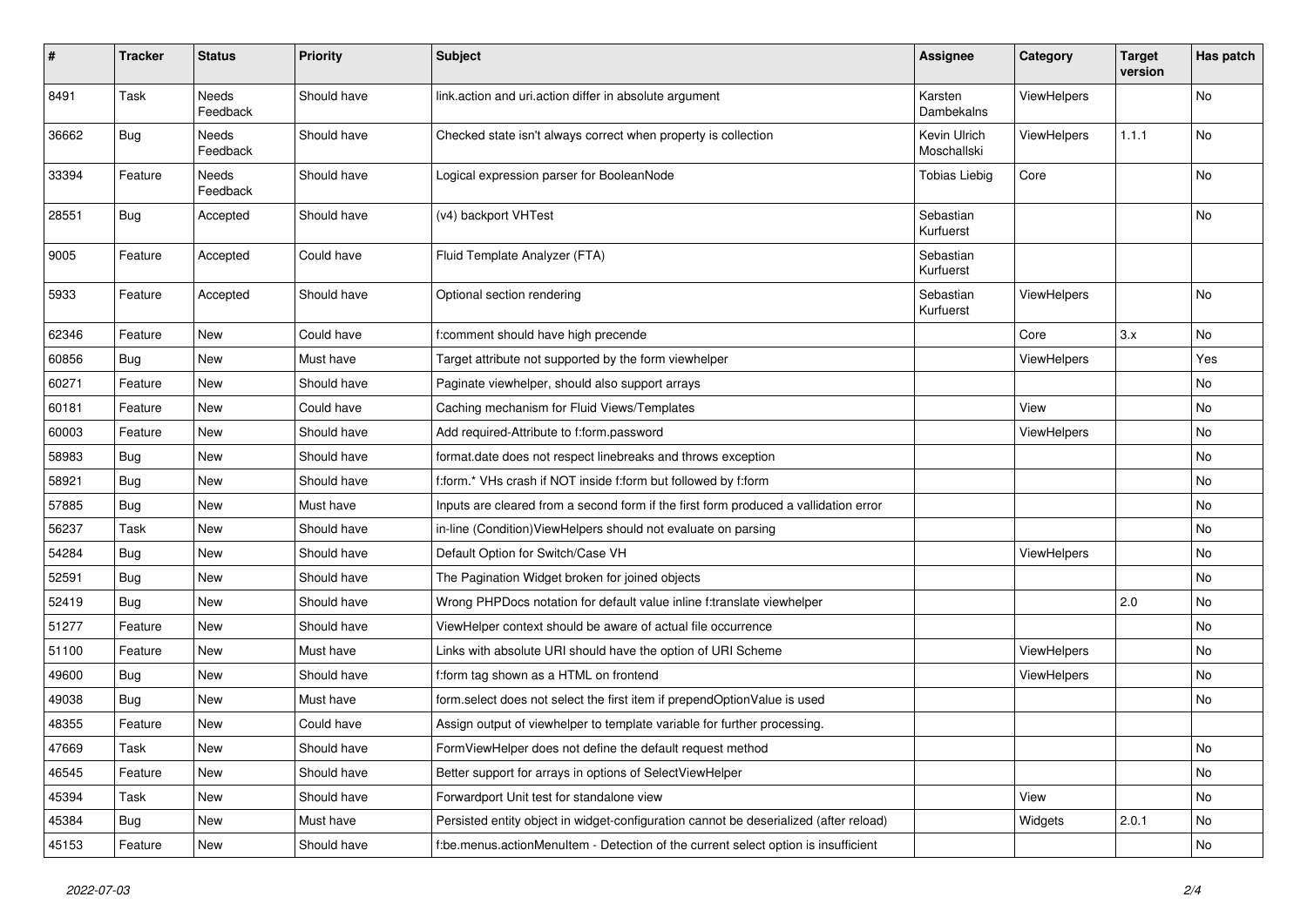| # | Tracker | Status | Priority | Subject | Assignee | Category | Target version | Has patch |
|---|---|---|---|---|---|---|---|---|
| 8491 | Task | Needs Feedback | Should have | link.action and uri.action differ in absolute argument | Karsten Dambekalns | ViewHelpers | | No |
| 36662 | Bug | Needs Feedback | Should have | Checked state isn't always correct when property is collection | Kevin Ulrich Moschallski | ViewHelpers | 1.1.1 | No |
| 33394 | Feature | Needs Feedback | Should have | Logical expression parser for BooleanNode | Tobias Liebig | Core | | No |
| 28551 | Bug | Accepted | Should have | (v4) backport VHTest | Sebastian Kurfuerst | | | No |
| 9005 | Feature | Accepted | Could have | Fluid Template Analyzer (FTA) | Sebastian Kurfuerst | | | |
| 5933 | Feature | Accepted | Should have | Optional section rendering | Sebastian Kurfuerst | ViewHelpers | | No |
| 62346 | Feature | New | Could have | f:comment should have high precende | | Core | 3.x | No |
| 60856 | Bug | New | Must have | Target attribute not supported by the form viewhelper | | ViewHelpers | | Yes |
| 60271 | Feature | New | Should have | Paginate viewhelper, should also support arrays | | | | No |
| 60181 | Feature | New | Could have | Caching mechanism for Fluid Views/Templates | | View | | No |
| 60003 | Feature | New | Should have | Add required-Attribute to f:form.password | | ViewHelpers | | No |
| 58983 | Bug | New | Should have | format.date does not respect linebreaks and throws exception | | | | No |
| 58921 | Bug | New | Should have | f:form.* VHs crash if NOT inside f:form but followed by f:form | | | | No |
| 57885 | Bug | New | Must have | Inputs are cleared from a second form if the first form produced a vallidation error | | | | No |
| 56237 | Task | New | Should have | in-line (Condition)ViewHelpers should not evaluate on parsing | | | | No |
| 54284 | Bug | New | Should have | Default Option for Switch/Case VH | | ViewHelpers | | No |
| 52591 | Bug | New | Should have | The Pagination Widget broken for joined objects | | | | No |
| 52419 | Bug | New | Should have | Wrong PHPDocs notation for default value inline f:translate viewhelper | | | 2.0 | No |
| 51277 | Feature | New | Should have | ViewHelper context should be aware of actual file occurrence | | | | No |
| 51100 | Feature | New | Must have | Links with absolute URI should have the option of URI Scheme | | ViewHelpers | | No |
| 49600 | Bug | New | Should have | f:form tag shown as a HTML on frontend | | ViewHelpers | | No |
| 49038 | Bug | New | Must have | form.select does not select the first item if prependOptionValue is used | | | | No |
| 48355 | Feature | New | Could have | Assign output of viewhelper to template variable for further processing. | | | | |
| 47669 | Task | New | Should have | FormViewHelper does not define the default request method | | | | No |
| 46545 | Feature | New | Should have | Better support for arrays in options of SelectViewHelper | | | | No |
| 45394 | Task | New | Should have | Forwardport Unit test for standalone view | | View | | No |
| 45384 | Bug | New | Must have | Persisted entity object in widget-configuration cannot be deserialized (after reload) | | Widgets | 2.0.1 | No |
| 45153 | Feature | New | Should have | f:be.menus.actionMenuItem - Detection of the current select option is insufficient | | | | No |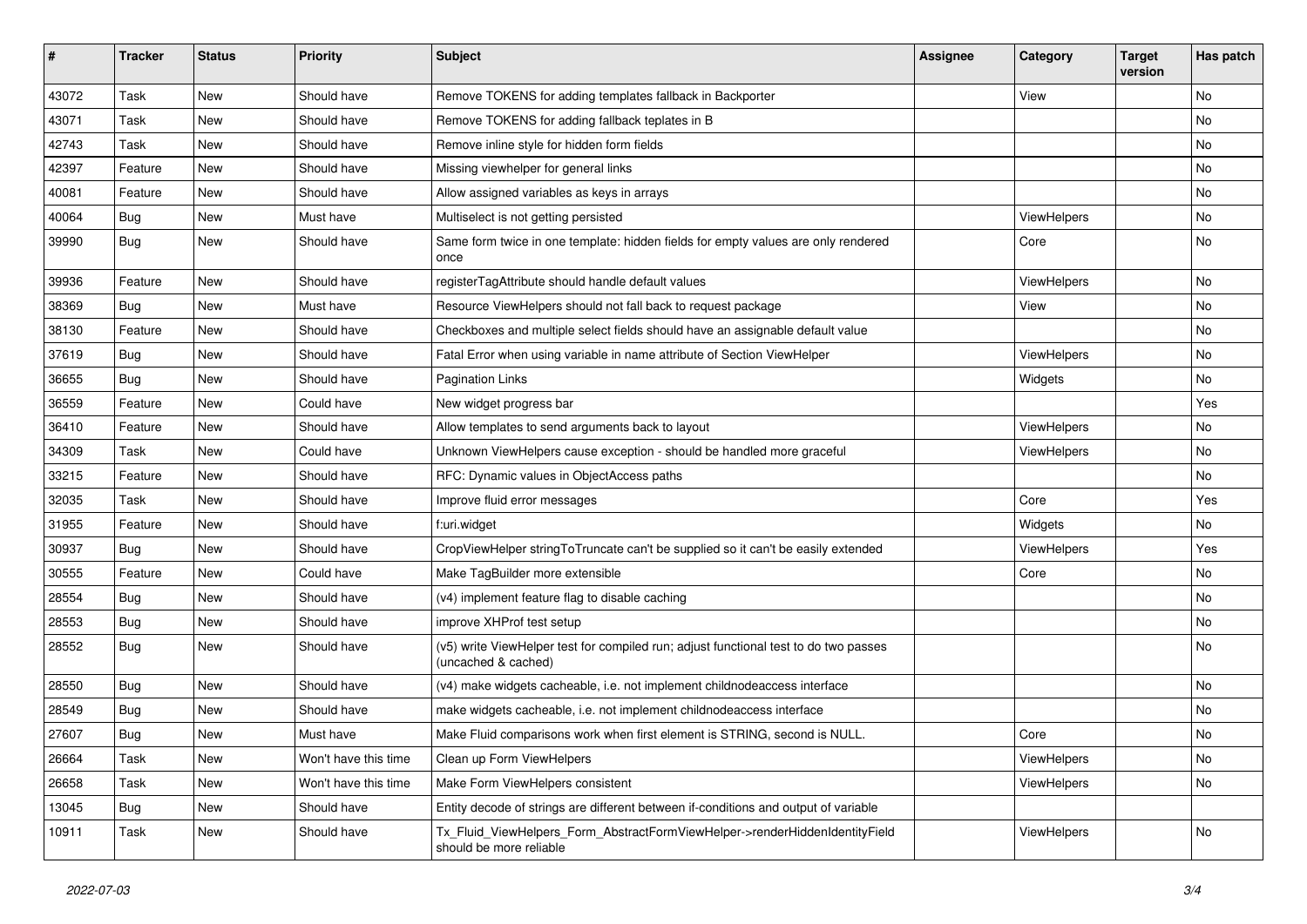| # | Tracker | Status | Priority | Subject | Assignee | Category | Target version | Has patch |
| --- | --- | --- | --- | --- | --- | --- | --- | --- |
| 43072 | Task | New | Should have | Remove TOKENS for adding templates fallback in Backporter | | View | | No |
| 43071 | Task | New | Should have | Remove TOKENS for adding fallback teplates in B | | | | No |
| 42743 | Task | New | Should have | Remove inline style for hidden form fields | | | | No |
| 42397 | Feature | New | Should have | Missing viewhelper for general links | | | | No |
| 40081 | Feature | New | Should have | Allow assigned variables as keys in arrays | | | | No |
| 40064 | Bug | New | Must have | Multiselect is not getting persisted | | ViewHelpers | | No |
| 39990 | Bug | New | Should have | Same form twice in one template: hidden fields for empty values are only rendered once | | Core | | No |
| 39936 | Feature | New | Should have | registerTagAttribute should handle default values | | ViewHelpers | | No |
| 38369 | Bug | New | Must have | Resource ViewHelpers should not fall back to request package | | View | | No |
| 38130 | Feature | New | Should have | Checkboxes and multiple select fields should have an assignable default value | | | | No |
| 37619 | Bug | New | Should have | Fatal Error when using variable in name attribute of Section ViewHelper | | ViewHelpers | | No |
| 36655 | Bug | New | Should have | Pagination Links | | Widgets | | No |
| 36559 | Feature | New | Could have | New widget progress bar | | | | Yes |
| 36410 | Feature | New | Should have | Allow templates to send arguments back to layout | | ViewHelpers | | No |
| 34309 | Task | New | Could have | Unknown ViewHelpers cause exception - should be handled more graceful | | ViewHelpers | | No |
| 33215 | Feature | New | Should have | RFC: Dynamic values in ObjectAccess paths | | | | No |
| 32035 | Task | New | Should have | Improve fluid error messages | | Core | | Yes |
| 31955 | Feature | New | Should have | f:uri.widget | | Widgets | | No |
| 30937 | Bug | New | Should have | CropViewHelper stringToTruncate can't be supplied so it can't be easily extended | | ViewHelpers | | Yes |
| 30555 | Feature | New | Could have | Make TagBuilder more extensible | | Core | | No |
| 28554 | Bug | New | Should have | (v4) implement feature flag to disable caching | | | | No |
| 28553 | Bug | New | Should have | improve XHProf test setup | | | | No |
| 28552 | Bug | New | Should have | (v5) write ViewHelper test for compiled run; adjust functional test to do two passes (uncached & cached) | | | | No |
| 28550 | Bug | New | Should have | (v4) make widgets cacheable, i.e. not implement childnodeaccess interface | | | | No |
| 28549 | Bug | New | Should have | make widgets cacheable, i.e. not implement childnodeaccess interface | | | | No |
| 27607 | Bug | New | Must have | Make Fluid comparisons work when first element is STRING, second is NULL. | | Core | | No |
| 26664 | Task | New | Won't have this time | Clean up Form ViewHelpers | | ViewHelpers | | No |
| 26658 | Task | New | Won't have this time | Make Form ViewHelpers consistent | | ViewHelpers | | No |
| 13045 | Bug | New | Should have | Entity decode of strings are different between if-conditions and output of variable | | | | |
| 10911 | Task | New | Should have | Tx_Fluid_ViewHelpers_Form_AbstractFormViewHelper->renderHiddenIdentityField should be more reliable | | ViewHelpers | | No |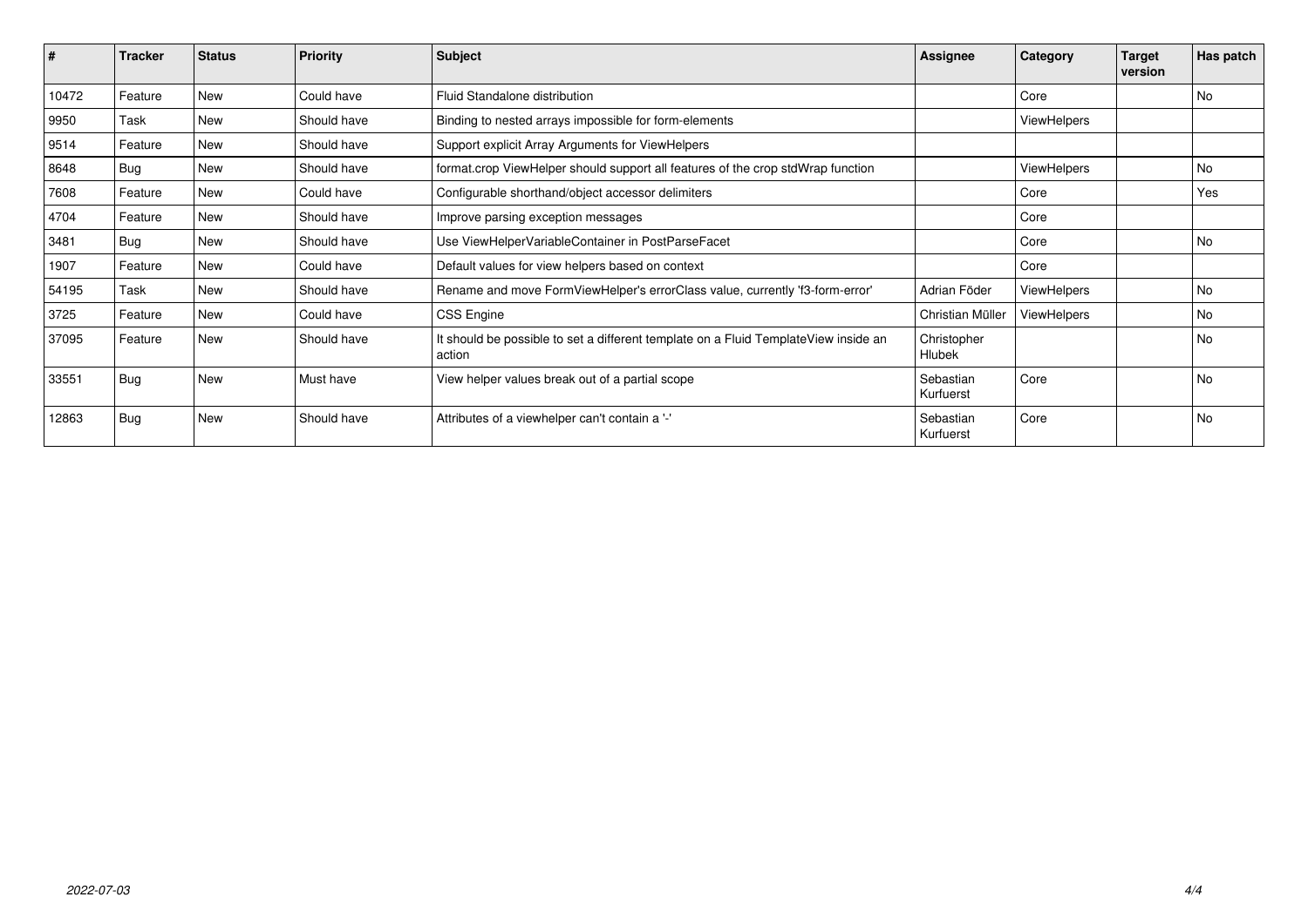| # | Tracker | Status | Priority | Subject | Assignee | Category | Target version | Has patch |
|---|---|---|---|---|---|---|---|---|
| 10472 | Feature | New | Could have | Fluid Standalone distribution | | Core | | No |
| 9950 | Task | New | Should have | Binding to nested arrays impossible for form-elements | | ViewHelpers | | |
| 9514 | Feature | New | Should have | Support explicit Array Arguments for ViewHelpers | | | | |
| 8648 | Bug | New | Should have | format.crop ViewHelper should support all features of the crop stdWrap function | | ViewHelpers | | No |
| 7608 | Feature | New | Could have | Configurable shorthand/object accessor delimiters | | Core | | Yes |
| 4704 | Feature | New | Should have | Improve parsing exception messages | | Core | | |
| 3481 | Bug | New | Should have | Use ViewHelperVariableContainer in PostParseFacet | | Core | | No |
| 1907 | Feature | New | Could have | Default values for view helpers based on context | | Core | | |
| 54195 | Task | New | Should have | Rename and move FormViewHelper's errorClass value, currently 'f3-form-error' | Adrian Föder | ViewHelpers | | No |
| 3725 | Feature | New | Could have | CSS Engine | Christian Müller | ViewHelpers | | No |
| 37095 | Feature | New | Should have | It should be possible to set a different template on a Fluid TemplateView inside an action | Christopher Hlubek | | | No |
| 33551 | Bug | New | Must have | View helper values break out of a partial scope | Sebastian Kurfuerst | Core | | No |
| 12863 | Bug | New | Should have | Attributes of a viewhelper can't contain a '-' | Sebastian Kurfuerst | Core | | No |

2022-07-03